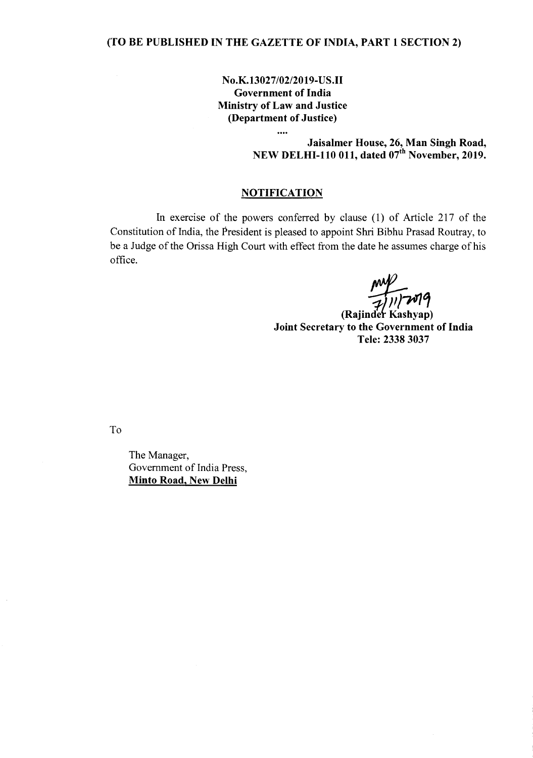**(TO BE PUBLISHED IN THE GAZETTE OF INDIA, PART 1 SECTION 2)**

**No.K.13027/02/2019-US.II**
**Government of India**
**Ministry of Law and Justice**
**(Department of Justice)**

....

**Jaisalmer House, 26, Man Singh Road,**
**NEW DELHI-110 011, dated 07th November, 2019.**

## NOTIFICATION

In exercise of the powers conferred by clause (1) of Article 217 of the Constitution of India, the President is pleased to appoint Shri Bibhu Prasad Routray, to be a Judge of the Orissa High Court with effect from the date he assumes charge of his office.

7/11/2019

**(Rajinder Kashyap)**
**Joint Secretary to the Government of India**
**Tele: 2338 3037**

To

The Manager,
Government of India Press,
**Minto Road, New Delhi**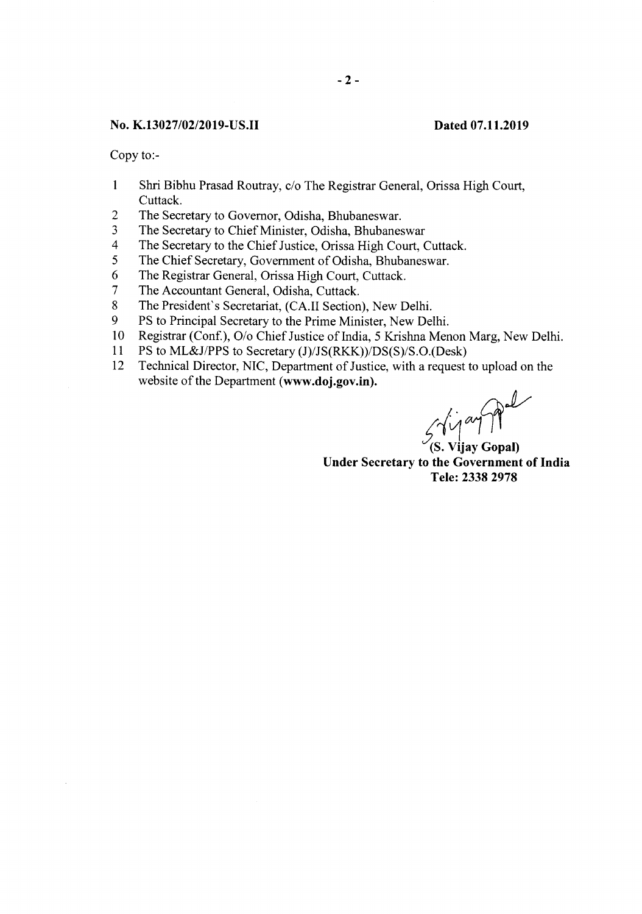**No. K.13027/02/2019-US.II** **Dated 07.11.2019**

Copy to:-

1. Shri Bibhu Prasad Routray, c/o The Registrar General, Orissa High Court, Cuttack.
2. The Secretary to Governor, Odisha, Bhubaneswar.
3. The Secretary to Chief Minister, Odisha, Bhubaneswar
4. The Secretary to the Chief Justice, Orissa High Court, Cuttack.
5. The Chief Secretary, Government of Odisha, Bhubaneswar.
6. The Registrar General, Orissa High Court, Cuttack.
7. The Accountant General, Odisha, Cuttack.
8. The President's Secretariat, (CA.II Section), New Delhi.
9. PS to Principal Secretary to the Prime Minister, New Delhi.
10. Registrar (Conf.), O/o Chief Justice of India, 5 Krishna Menon Marg, New Delhi.
11. PS to ML&J/PPS to Secretary (J)/JS(RKK))/DS(S)/S.O.(Desk)
12. Technical Director, NIC, Department of Justice, with a request to upload on the website of the Department (**www.doj.gov.in**).

**(S. Vijay Gopal)**
**Under Secretary to the Government of India**
**Tele: 2338 2978**